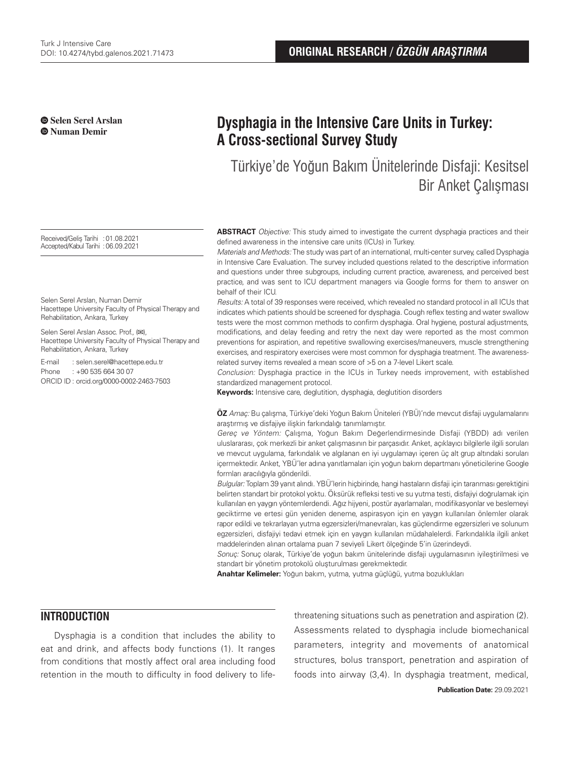ORIGINAL RESEARCH / *ÖZGÜN ARAŞTIRMA*

**Selen Serel Arslan**
**Numan Demir**

# Dysphagia in the Intensive Care Units in Turkey: A Cross-sectional Survey Study

## Türkiye'de Yoğun Bakım Ünitelerinde Disfaji: Kesitsel Bir Anket Çalışması

Received/Geliş Tarihi : 01.08.2021
Accepted/Kabul Tarihi : 06.09.2021

Selen Serel Arslan, Numan Demir
Hacettepe University Faculty of Physical Therapy and Rehabilitation, Ankara, Turkey

Selen Serel Arslan Assoc. Prof., (✉),
Hacettepe University Faculty of Physical Therapy and Rehabilitation, Ankara, Turkey

E-mail : selen.serel@hacettepe.edu.tr
Phone : +90 535 664 30 07
ORCID ID : orcid.org/0000-0002-2463-7503

**ABSTRACT** *Objective:* This study aimed to investigate the current dysphagia practices and their defined awareness in the intensive care units (ICUs) in Turkey.

*Materials and Methods:* The study was part of an international, multi-center survey, called Dysphagia in Intensive Care Evaluation. The survey included questions related to the descriptive information and questions under three subgroups, including current practice, awareness, and perceived best practice, and was sent to ICU department managers via Google forms for them to answer on behalf of their ICU.

*Results:* A total of 39 responses were received, which revealed no standard protocol in all ICUs that indicates which patients should be screened for dysphagia. Cough reflex testing and water swallow tests were the most common methods to confirm dysphagia. Oral hygiene, postural adjustments, modifications, and delay feeding and retry the next day were reported as the most common preventions for aspiration, and repetitive swallowing exercises/maneuvers, muscle strengthening exercises, and respiratory exercises were most common for dysphagia treatment. The awareness-related survey items revealed a mean score of >5 on a 7-level Likert scale.

*Conclusion:* Dysphagia practice in the ICUs in Turkey needs improvement, with established standardized management protocol.

**Keywords:** Intensive care, deglutition, dysphagia, deglutition disorders

**ÖZ** *Amaç:* Bu çalışma, Türkiye'deki Yoğun Bakım Üniteleri (YBÜ)'nde mevcut disfaji uygulamalarını araştırmış ve disfajiye ilişkin farkındalığı tanımlamıştır.

*Gereç ve Yöntem:* Çalışma, Yoğun Bakım Değerlendirmesinde Disfaji (YBDD) adı verilen uluslararası, çok merkezli bir anket çalışmasının bir parçasıdır. Anket, açıklayıcı bilgilerle ilgili soruları ve mevcut uygulama, farkındalık ve algılanan en iyi uygulamayı içeren üç alt grup altındaki soruları içermektedir. Anket, YBÜ'ler adına yanıtlamaları için yoğun bakım departmanı yöneticilerine Google formları aracılığıyla gönderildi.

*Bulgular:* Toplam 39 yanıt alındı. YBÜ'lerin hiçbirinde, hangi hastaların disfaji için taranması gerektiğini belirten standart bir protokol yoktu. Öksürük refleksi testi ve su yutma testi, disfajiyi doğrulamak için kullanılan en yaygın yöntemlerdendi. Ağız hijyeni, postür ayarlamaları, modifikasyonlar ve beslemeyi geciktirme ve ertesi gün yeniden deneme, aspirasyon için en yaygın kullanılan önlemler olarak rapor edildi ve tekrarlayan yutma egzersizleri/manevraları, kas güçlendirme egzersizleri ve solunum egzersizleri, disfajiyi tedavi etmek için en yaygın kullanılan müdahalelerdi. Farkındalıkla ilgili anket maddelerinden alınan ortalama puan 7 seviyeli Likert ölçeğinde 5'in üzerindeydi.

*Sonuç:* Sonuç olarak, Türkiye'de yoğun bakım ünitelerinde disfaji uygulamasının iyileştirilmesi ve standart bir yönetim protokolü oluşturulması gerekmektedir.

**Anahtar Kelimeler:** Yoğun bakım, yutma, yutma güçlüğü, yutma bozuklukları

## INTRODUCTION

Dysphagia is a condition that includes the ability to eat and drink, and affects body functions (1). It ranges from conditions that mostly affect oral area including food retention in the mouth to difficulty in food delivery to life-threatening situations such as penetration and aspiration (2). Assessments related to dysphagia include biomechanical parameters, integrity and movements of anatomical structures, bolus transport, penetration and aspiration of foods into airway (3,4). In dysphagia treatment, medical,

**Publication Date:** 29.09.2021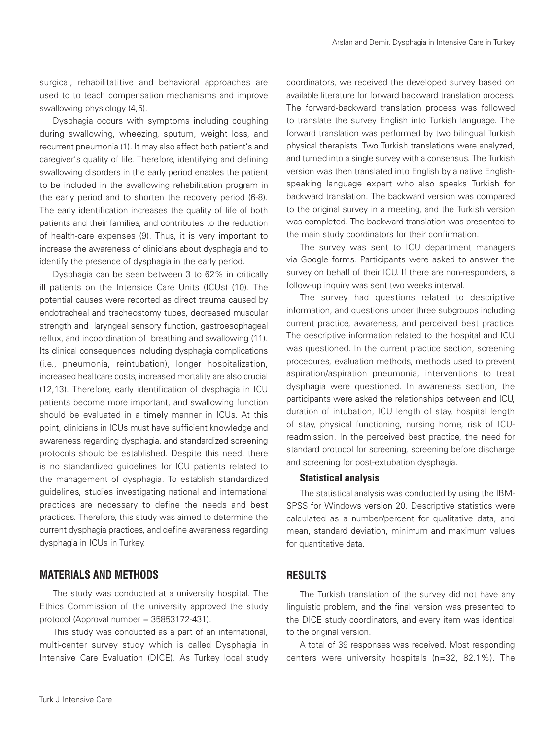surgical, rehabilitatitive and behavioral approaches are used to to teach compensation mechanisms and improve swallowing physiology (4,5).

Dysphagia occurs with symptoms including coughing during swallowing, wheezing, sputum, weight loss, and recurrent pneumonia (1). It may also affect both patient's and caregiver's quality of life. Therefore, identifying and defining swallowing disorders in the early period enables the patient to be included in the swallowing rehabilitation program in the early period and to shorten the recovery period (6-8). The early identification increases the quality of life of both patients and their families, and contributes to the reduction of health-care expenses (9). Thus, it is very important to increase the awareness of clinicians about dysphagia and to identify the presence of dysphagia in the early period.

Dysphagia can be seen between 3 to 62% in critically ill patients on the Intensice Care Units (ICUs) (10). The potential causes were reported as direct trauma caused by endotracheal and tracheostomy tubes, decreased muscular strength and laryngeal sensory function, gastroesophageal reflux, and incoordination of breathing and swallowing (11). Its clinical consequences including dysphagia complications (i.e., pneumonia, reintubation), longer hospitalization, increased healtcare costs, increased mortality are also crucial (12,13). Therefore, early identification of dysphagia in ICU patients become more important, and swallowing function should be evaluated in a timely manner in ICUs. At this point, clinicians in ICUs must have sufficient knowledge and awareness regarding dysphagia, and standardized screening protocols should be established. Despite this need, there is no standardized guidelines for ICU patients related to the management of dysphagia. To establish standardized guidelines, studies investigating national and international practices are necessary to define the needs and best practices. Therefore, this study was aimed to determine the current dysphagia practices, and define awareness regarding dysphagia in ICUs in Turkey.

## MATERIALS AND METHODS

The study was conducted at a university hospital. The Ethics Commission of the university approved the study protocol (Approval number = 35853172-431).

This study was conducted as a part of an international, multi-center survey study which is called Dysphagia in Intensive Care Evaluation (DICE). As Turkey local study coordinators, we received the developed survey based on available literature for forward backward translation process. The forward-backward translation process was followed to translate the survey English into Turkish language. The forward translation was performed by two bilingual Turkish physical therapists. Two Turkish translations were analyzed, and turned into a single survey with a consensus. The Turkish version was then translated into English by a native English-speaking language expert who also speaks Turkish for backward translation. The backward version was compared to the original survey in a meeting, and the Turkish version was completed. The backward translation was presented to the main study coordinators for their confirmation.

The survey was sent to ICU department managers via Google forms. Participants were asked to answer the survey on behalf of their ICU. If there are non-responders, a follow-up inquiry was sent two weeks interval.

The survey had questions related to descriptive information, and questions under three subgroups including current practice, awareness, and perceived best practice. The descriptive information related to the hospital and ICU was questioned. In the current practice section, screening procedures, evaluation methods, methods used to prevent aspiration/aspiration pneumonia, interventions to treat dysphagia were questioned. In awareness section, the participants were asked the relationships between and ICU, duration of intubation, ICU length of stay, hospital length of stay, physical functioning, nursing home, risk of ICU-readmission. In the perceived best practice, the need for standard protocol for screening, screening before discharge and screening for post-extubation dysphagia.

### Statistical analysis

The statistical analysis was conducted by using the IBM-SPSS for Windows version 20. Descriptive statistics were calculated as a number/percent for qualitative data, and mean, standard deviation, minimum and maximum values for quantitative data.

## RESULTS

The Turkish translation of the survey did not have any linguistic problem, and the final version was presented to the DICE study coordinators, and every item was identical to the original version.

A total of 39 responses was received. Most responding centers were university hospitals (n=32, 82.1%). The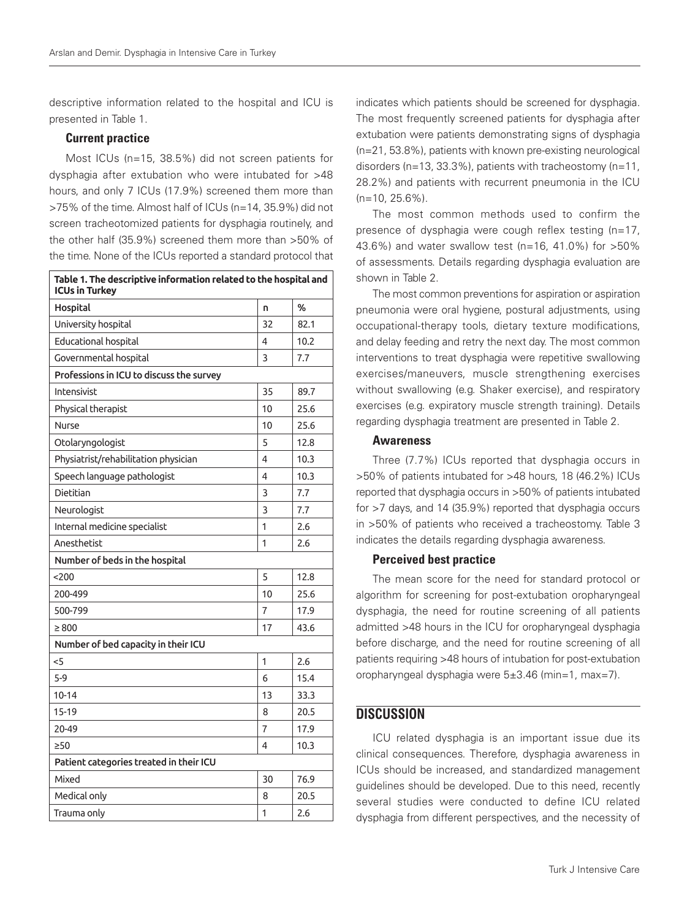descriptive information related to the hospital and ICU is presented in Table 1.

### Current practice

Most ICUs (n=15, 38.5%) did not screen patients for dysphagia after extubation who were intubated for >48 hours, and only 7 ICUs (17.9%) screened them more than >75% of the time. Almost half of ICUs (n=14, 35.9%) did not screen tracheotomized patients for dysphagia routinely, and the other half (35.9%) screened them more than >50% of the time. None of the ICUs reported a standard protocol that indicates which patients should be screened for dysphagia. The most frequently screened patients for dysphagia after extubation were patients demonstrating signs of dysphagia (n=21, 53.8%), patients with known pre-existing neurological disorders (n=13, 33.3%), patients with tracheostomy (n=11, 28.2%) and patients with recurrent pneumonia in the ICU (n=10, 25.6%).

**Table 1. The descriptive information related to the hospital and ICUs in Turkey**

| Hospital | n | % |
|---|---|---|
| University hospital | 32 | 82.1 |
| Educational hospital | 4 | 10.2 |
| Governmental hospital | 3 | 7.7 |
| **Professions in ICU to discuss the survey** | | |
| Intensivist | 35 | 89.7 |
| Physical therapist | 10 | 25.6 |
| Nurse | 10 | 25.6 |
| Otolaryngologist | 5 | 12.8 |
| Physiatrist/rehabilitation physician | 4 | 10.3 |
| Speech language pathologist | 4 | 10.3 |
| Dietitian | 3 | 7.7 |
| Neurologist | 3 | 7.7 |
| Internal medicine specialist | 1 | 2.6 |
| Anesthetist | 1 | 2.6 |
| **Number of beds in the hospital** | | |
| <200 | 5 | 12.8 |
| 200-499 | 10 | 25.6 |
| 500-799 | 7 | 17.9 |
| ≥ 800 | 17 | 43.6 |
| **Number of bed capacity in their ICU** | | |
| <5 | 1 | 2.6 |
| 5-9 | 6 | 15.4 |
| 10-14 | 13 | 33.3 |
| 15-19 | 8 | 20.5 |
| 20-49 | 7 | 17.9 |
| ≥50 | 4 | 10.3 |
| **Patient categories treated in their ICU** | | |
| Mixed | 30 | 76.9 |
| Medical only | 8 | 20.5 |
| Trauma only | 1 | 2.6 |

The most common methods used to confirm the presence of dysphagia were cough reflex testing (n=17, 43.6%) and water swallow test (n=16, 41.0%) for >50% of assessments. Details regarding dysphagia evaluation are shown in Table 2.

The most common preventions for aspiration or aspiration pneumonia were oral hygiene, postural adjustments, using occupational-therapy tools, dietary texture modifications, and delay feeding and retry the next day. The most common interventions to treat dysphagia were repetitive swallowing exercises/maneuvers, muscle strengthening exercises without swallowing (e.g. Shaker exercise), and respiratory exercises (e.g. expiratory muscle strength training). Details regarding dysphagia treatment are presented in Table 2.

### Awareness

Three (7.7%) ICUs reported that dysphagia occurs in >50% of patients intubated for >48 hours, 18 (46.2%) ICUs reported that dysphagia occurs in >50% of patients intubated for >7 days, and 14 (35.9%) reported that dysphagia occurs in >50% of patients who received a tracheostomy. Table 3 indicates the details regarding dysphagia awareness.

### Perceived best practice

The mean score for the need for standard protocol or algorithm for screening for post-extubation oropharyngeal dysphagia, the need for routine screening of all patients admitted >48 hours in the ICU for oropharyngeal dysphagia before discharge, and the need for routine screening of all patients requiring >48 hours of intubation for post-extubation oropharyngeal dysphagia were 5±3.46 (min=1, max=7).

## DISCUSSION

ICU related dysphagia is an important issue due its clinical consequences. Therefore, dysphagia awareness in ICUs should be increased, and standardized management guidelines should be developed. Due to this need, recently several studies were conducted to define ICU related dysphagia from different perspectives, and the necessity of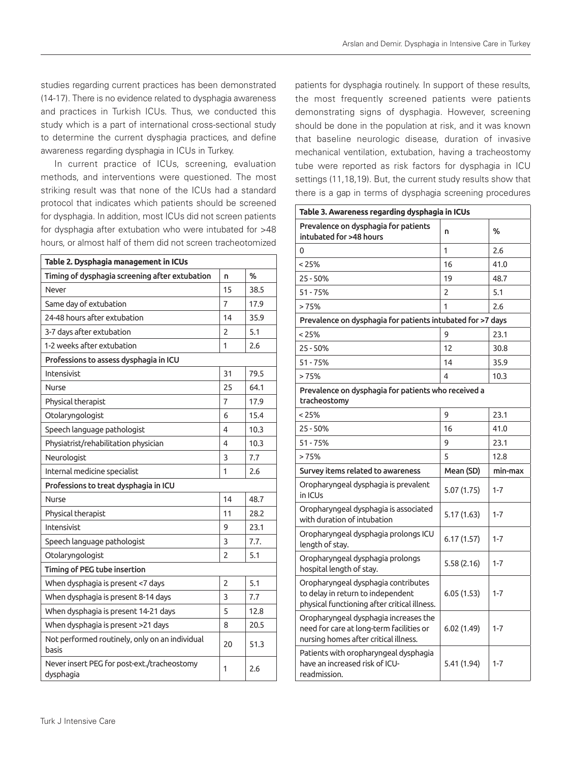studies regarding current practices has been demonstrated (14-17). There is no evidence related to dysphagia awareness and practices in Turkish ICUs. Thus, we conducted this study which is a part of international cross-sectional study to determine the current dysphagia practices, and define awareness regarding dysphagia in ICUs in Turkey.

In current practice of ICUs, screening, evaluation methods, and interventions were questioned. The most striking result was that none of the ICUs had a standard protocol that indicates which patients should be screened for dysphagia. In addition, most ICUs did not screen patients for dysphagia after extubation who were intubated for >48 hours, or almost half of them did not screen tracheotomized patients for dysphagia routinely. In support of these results, the most frequently screened patients were patients demonstrating signs of dysphagia. However, screening should be done in the population at risk, and it was known that baseline neurologic disease, duration of invasive mechanical ventilation, extubation, having a tracheostomy tube were reported as risk factors for dysphagia in ICU settings (11,18,19). But, the current study results show that there is a gap in terms of dysphagia screening procedures

| Table 2. Dysphagia management in ICUs | | |
|---|---|---|
| **Timing of dysphagia screening after extubation** | **n** | **%** |
| Never | 15 | 38.5 |
| Same day of extubation | 7 | 17.9 |
| 24-48 hours after extubation | 14 | 35.9 |
| 3-7 days after extubation | 2 | 5.1 |
| 1-2 weeks after extubation | 1 | 2.6 |
| **Professions to assess dysphagia in ICU** | | |
| Intensivist | 31 | 79.5 |
| Nurse | 25 | 64.1 |
| Physical therapist | 7 | 17.9 |
| Otolaryngologist | 6 | 15.4 |
| Speech language pathologist | 4 | 10.3 |
| Physiatrist/rehabilitation physician | 4 | 10.3 |
| Neurologist | 3 | 7.7 |
| Internal medicine specialist | 1 | 2.6 |
| **Professions to treat dysphagia in ICU** | | |
| Nurse | 14 | 48.7 |
| Physical therapist | 11 | 28.2 |
| Intensivist | 9 | 23.1 |
| Speech language pathologist | 3 | 7.7. |
| Otolaryngologist | 2 | 5.1 |
| **Timing of PEG tube insertion** | | |
| When dysphagia is present <7 days | 2 | 5.1 |
| When dysphagia is present 8-14 days | 3 | 7.7 |
| When dysphagia is present 14-21 days | 5 | 12.8 |
| When dysphagia is present >21 days | 8 | 20.5 |
| Not performed routinely, only on an individual basis | 20 | 51.3 |
| Never insert PEG for post-ext./tracheostomy dysphagia | 1 | 2.6 |

| Table 3. Awareness regarding dysphagia in ICUs | | |
|---|---|---|
| **Prevalence on dysphagia for patients intubated for >48 hours** | **n** | **%** |
| 0 | 1 | 2.6 |
| < 25% | 16 | 41.0 |
| 25 - 50% | 19 | 48.7 |
| 51 - 75% | 2 | 5.1 |
| > 75% | 1 | 2.6 |
| **Prevalence on dysphagia for patients intubated for >7 days** | | |
| < 25% | 9 | 23.1 |
| 25 - 50% | 12 | 30.8 |
| 51 - 75% | 14 | 35.9 |
| > 75% | 4 | 10.3 |
| **Prevalence on dysphagia for patients who received a tracheostomy** | | |
| < 25% | 9 | 23.1 |
| 25 - 50% | 16 | 41.0 |
| 51 - 75% | 9 | 23.1 |
| > 75% | 5 | 12.8 |
| **Survey items related to awareness** | **Mean (SD)** | **min-max** |
| Oropharyngeal dysphagia is prevalent in ICUs | 5.07 (1.75) | 1-7 |
| Oropharyngeal dysphagia is associated with duration of intubation | 5.17 (1.63) | 1-7 |
| Oropharyngeal dysphagia prolongs ICU length of stay. | 6.17 (1.57) | 1-7 |
| Oropharyngeal dysphagia prolongs hospital length of stay. | 5.58 (2.16) | 1-7 |
| Oropharyngeal dysphagia contributes to delay in return to independent physical functioning after critical illness. | 6.05 (1.53) | 1-7 |
| Oropharyngeal dysphagia increases the need for care at long-term facilities or nursing homes after critical illness. | 6.02 (1.49) | 1-7 |
| Patients with oropharyngeal dysphagia have an increased risk of ICU-readmission. | 5.41 (1.94) | 1-7 |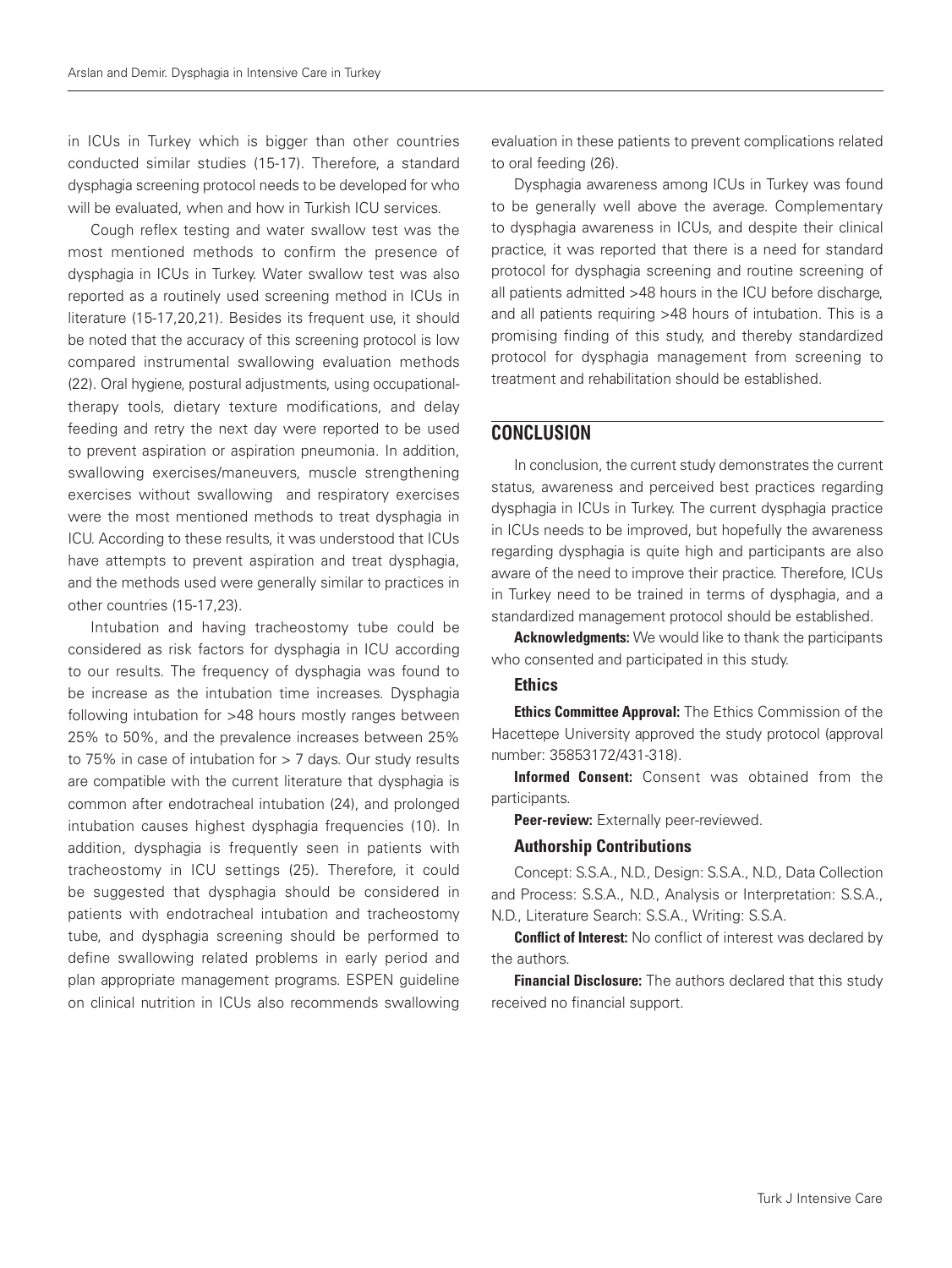in ICUs in Turkey which is bigger than other countries conducted similar studies (15-17). Therefore, a standard dysphagia screening protocol needs to be developed for who will be evaluated, when and how in Turkish ICU services.

Cough reflex testing and water swallow test was the most mentioned methods to confirm the presence of dysphagia in ICUs in Turkey. Water swallow test was also reported as a routinely used screening method in ICUs in literature (15-17,20,21). Besides its frequent use, it should be noted that the accuracy of this screening protocol is low compared instrumental swallowing evaluation methods (22). Oral hygiene, postural adjustments, using occupational-therapy tools, dietary texture modifications, and delay feeding and retry the next day were reported to be used to prevent aspiration or aspiration pneumonia. In addition, swallowing exercises/maneuvers, muscle strengthening exercises without swallowing and respiratory exercises were the most mentioned methods to treat dysphagia in ICU. According to these results, it was understood that ICUs have attempts to prevent aspiration and treat dysphagia, and the methods used were generally similar to practices in other countries (15-17,23).

Intubation and having tracheostomy tube could be considered as risk factors for dysphagia in ICU according to our results. The frequency of dysphagia was found to be increase as the intubation time increases. Dysphagia following intubation for >48 hours mostly ranges between 25% to 50%, and the prevalence increases between 25% to 75% in case of intubation for > 7 days. Our study results are compatible with the current literature that dysphagia is common after endotracheal intubation (24), and prolonged intubation causes highest dysphagia frequencies (10). In addition, dysphagia is frequently seen in patients with tracheostomy in ICU settings (25). Therefore, it could be suggested that dysphagia should be considered in patients with endotracheal intubation and tracheostomy tube, and dysphagia screening should be performed to define swallowing related problems in early period and plan appropriate management programs. ESPEN guideline on clinical nutrition in ICUs also recommends swallowing evaluation in these patients to prevent complications related to oral feeding (26).

Dysphagia awareness among ICUs in Turkey was found to be generally well above the average. Complementary to dysphagia awareness in ICUs, and despite their clinical practice, it was reported that there is a need for standard protocol for dysphagia screening and routine screening of all patients admitted >48 hours in the ICU before discharge, and all patients requiring >48 hours of intubation. This is a promising finding of this study, and thereby standardized protocol for dysphagia management from screening to treatment and rehabilitation should be established.

## CONCLUSION

In conclusion, the current study demonstrates the current status, awareness and perceived best practices regarding dysphagia in ICUs in Turkey. The current dysphagia practice in ICUs needs to be improved, but hopefully the awareness regarding dysphagia is quite high and participants are also aware of the need to improve their practice. Therefore, ICUs in Turkey need to be trained in terms of dysphagia, and a standardized management protocol should be established.

**Acknowledgments:** We would like to thank the participants who consented and participated in this study.

### Ethics

**Ethics Committee Approval:** The Ethics Commission of the Hacettepe University approved the study protocol (approval number: 35853172/431-318).

**Informed Consent:** Consent was obtained from the participants.

**Peer-review:** Externally peer-reviewed.

### Authorship Contributions

Concept: S.S.A., N.D., Design: S.S.A., N.D., Data Collection and Process: S.S.A., N.D., Analysis or Interpretation: S.S.A., N.D., Literature Search: S.S.A., Writing: S.S.A.

**Conflict of Interest:** No conflict of interest was declared by the authors.

**Financial Disclosure:** The authors declared that this study received no financial support.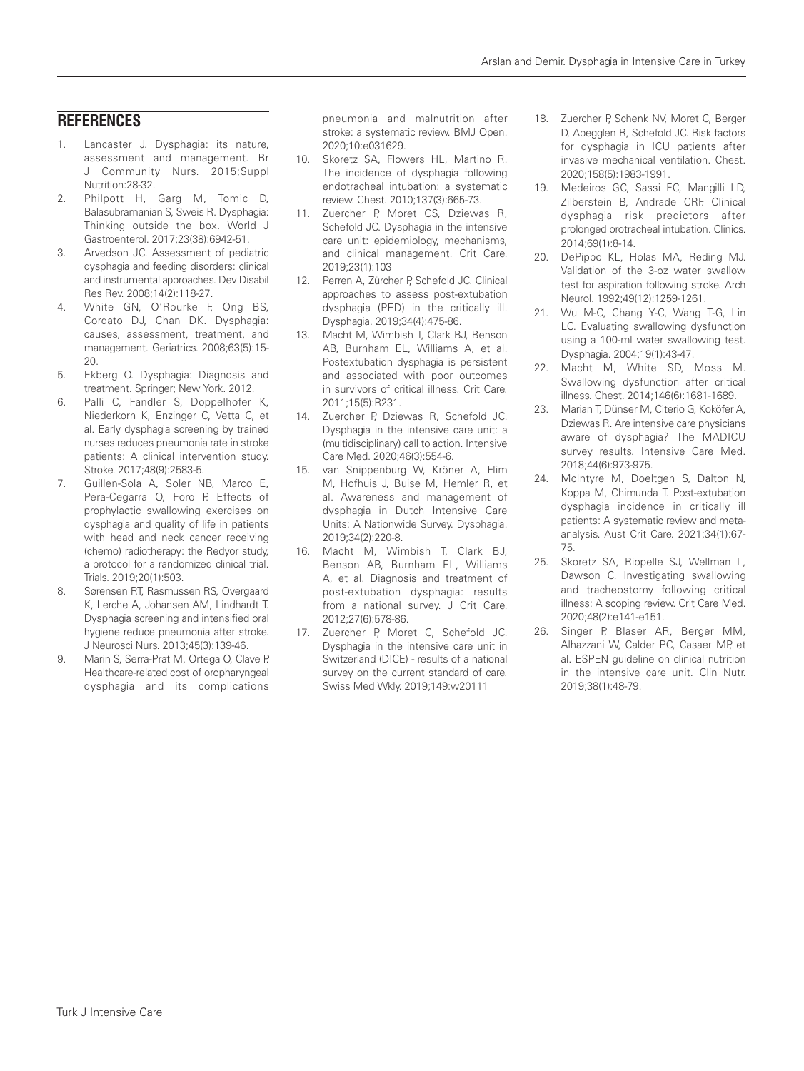## REFERENCES

1. Lancaster J. Dysphagia: its nature, assessment and management. Br J Community Nurs. 2015;Suppl Nutrition:28-32.
2. Philpott H, Garg M, Tomic D, Balasubramanian S, Sweis R. Dysphagia: Thinking outside the box. World J Gastroenterol. 2017;23(38):6942-51.
3. Arvedson JC. Assessment of pediatric dysphagia and feeding disorders: clinical and instrumental approaches. Dev Disabil Res Rev. 2008;14(2):118-27.
4. White GN, O'Rourke F, Ong BS, Cordato DJ, Chan DK. Dysphagia: causes, assessment, treatment, and management. Geriatrics. 2008;63(5):15-20.
5. Ekberg O. Dysphagia: Diagnosis and treatment. Springer; New York. 2012.
6. Palli C, Fandler S, Doppelhofer K, Niederkorn K, Enzinger C, Vetta C, et al. Early dysphagia screening by trained nurses reduces pneumonia rate in stroke patients: A clinical intervention study. Stroke. 2017;48(9):2583-5.
7. Guillen-Sola A, Soler NB, Marco E, Pera-Cegarra O, Foro P. Effects of prophylactic swallowing exercises on dysphagia and quality of life in patients with head and neck cancer receiving (chemo) radiotherapy: the Redyor study, a protocol for a randomized clinical trial. Trials. 2019;20(1):503.
8. Sørensen RT, Rasmussen RS, Overgaard K, Lerche A, Johansen AM, Lindhardt T. Dysphagia screening and intensified oral hygiene reduce pneumonia after stroke. J Neurosci Nurs. 2013;45(3):139-46.
9. Marin S, Serra-Prat M, Ortega O, Clave P. Healthcare-related cost of oropharyngeal dysphagia and its complications pneumonia and malnutrition after stroke: a systematic review. BMJ Open. 2020;10:e031629.
10. Skoretz SA, Flowers HL, Martino R. The incidence of dysphagia following endotracheal intubation: a systematic review. Chest. 2010;137(3):665-73.
11. Zuercher P, Moret CS, Dziewas R, Schefold JC. Dysphagia in the intensive care unit: epidemiology, mechanisms, and clinical management. Crit Care. 2019;23(1):103
12. Perren A, Zürcher P, Schefold JC. Clinical approaches to assess post-extubation dysphagia (PED) in the critically ill. Dysphagia. 2019;34(4):475-86.
13. Macht M, Wimbish T, Clark BJ, Benson AB, Burnham EL, Williams A, et al. Postextubation dysphagia is persistent and associated with poor outcomes in survivors of critical illness. Crit Care. 2011;15(5):R231.
14. Zuercher P, Dziewas R, Schefold JC. Dysphagia in the intensive care unit: a (multidisciplinary) call to action. Intensive Care Med. 2020;46(3):554-6.
15. van Snippenburg W, Kröner A, Flim M, Hofhuis J, Buise M, Hemler R, et al. Awareness and management of dysphagia in Dutch Intensive Care Units: A Nationwide Survey. Dysphagia. 2019;34(2):220-8.
16. Macht M, Wimbish T, Clark BJ, Benson AB, Burnham EL, Williams A, et al. Diagnosis and treatment of post-extubation dysphagia: results from a national survey. J Crit Care. 2012;27(6):578-86.
17. Zuercher P, Moret C, Schefold JC. Dysphagia in the intensive care unit in Switzerland (DICE) - results of a national survey on the current standard of care. Swiss Med Wkly. 2019;149:w20111
18. Zuercher P, Schenk NV, Moret C, Berger D, Abegglen R, Schefold JC. Risk factors for dysphagia in ICU patients after invasive mechanical ventilation. Chest. 2020;158(5):1983-1991.
19. Medeiros GC, Sassi FC, Mangilli LD, Zilberstein B, Andrade CRF. Clinical dysphagia risk predictors after prolonged orotracheal intubation. Clinics. 2014;69(1):8-14.
20. DePippo KL, Holas MA, Reding MJ. Validation of the 3-oz water swallow test for aspiration following stroke. Arch Neurol. 1992;49(12):1259-1261.
21. Wu M-C, Chang Y-C, Wang T-G, Lin LC. Evaluating swallowing dysfunction using a 100-ml water swallowing test. Dysphagia. 2004;19(1):43-47.
22. Macht M, White SD, Moss M. Swallowing dysfunction after critical illness. Chest. 2014;146(6):1681-1689.
23. Marian T, Dünser M, Citerio G, Koköfer A, Dziewas R. Are intensive care physicians aware of dysphagia? The MADICU survey results. Intensive Care Med. 2018;44(6):973-975.
24. McIntyre M, Doeltgen S, Dalton N, Koppa M, Chimunda T. Post-extubation dysphagia incidence in critically ill patients: A systematic review and meta-analysis. Aust Crit Care. 2021;34(1):67-75.
25. Skoretz SA, Riopelle SJ, Wellman L, Dawson C. Investigating swallowing and tracheostomy following critical illness: A scoping review. Crit Care Med. 2020;48(2):e141-e151.
26. Singer P, Blaser AR, Berger MM, Alhazzani W, Calder PC, Casaer MP, et al. ESPEN guideline on clinical nutrition in the intensive care unit. Clin Nutr. 2019;38(1):48-79.